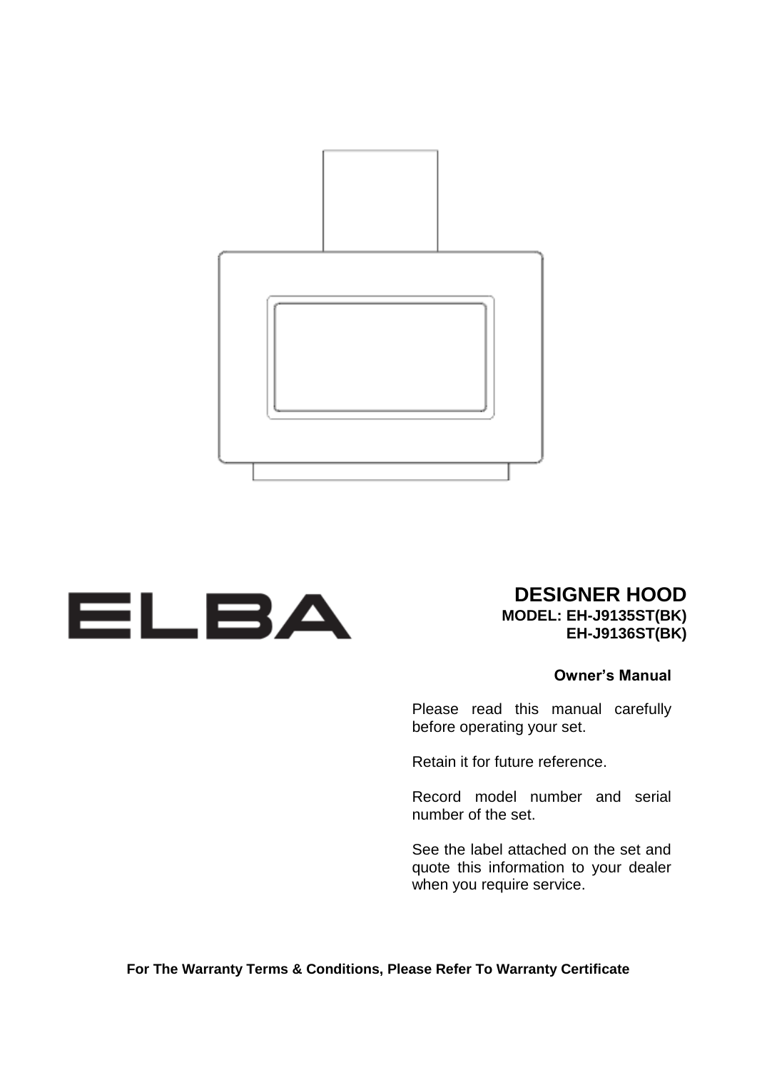ELBA

# DESIGNER HOOD

**MODEL: EH-J9135ST(BK)**
**EH-J9136ST(BK)**

**Owner's Manual**

Please read this manual carefully before operating your set.

Retain it for future reference.

Record model number and serial number of the set.

See the label attached on the set and quote this information to your dealer when you require service.

**For The Warranty Terms & Conditions, Please Refer To Warranty Certificate**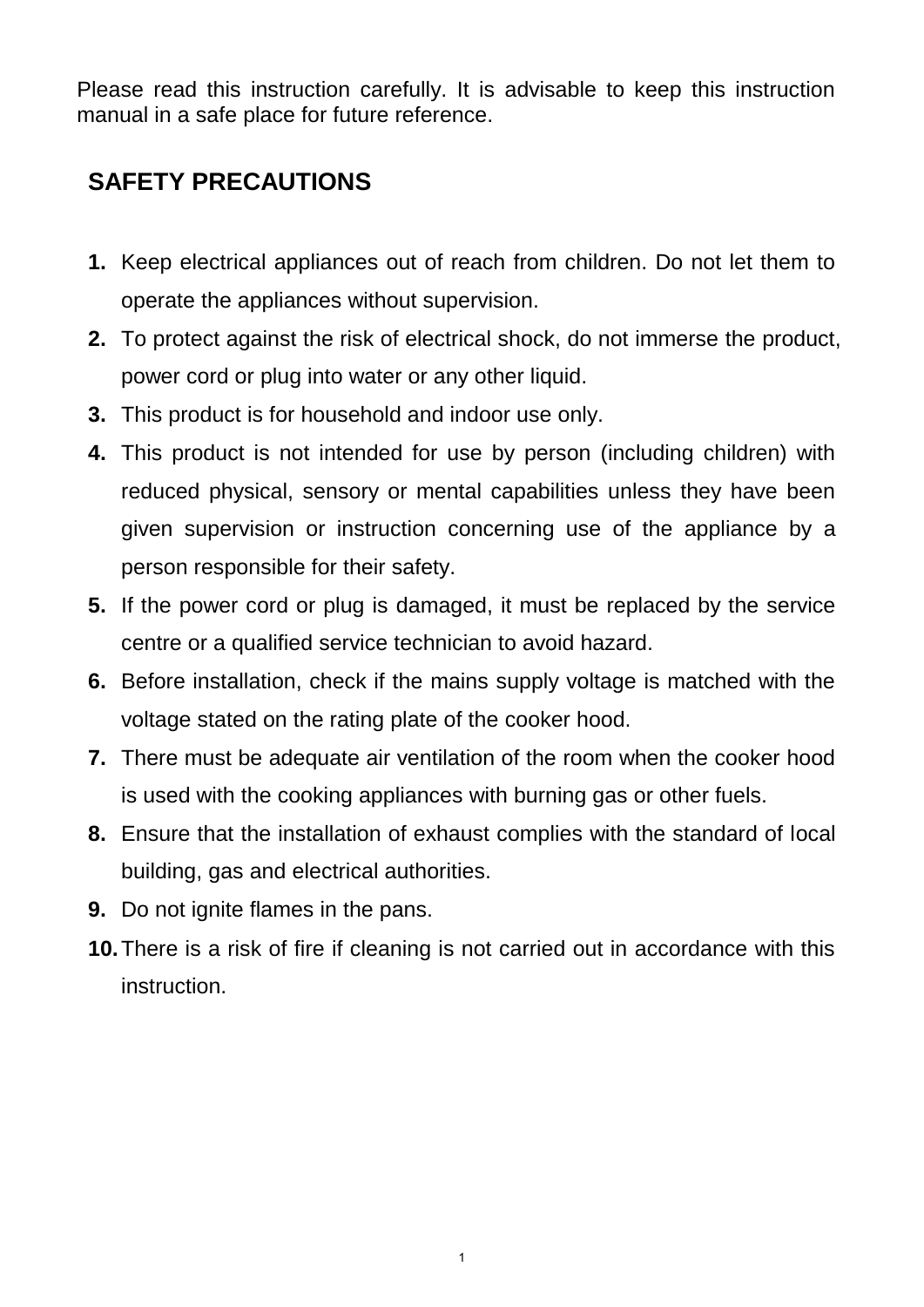Please read this instruction carefully. It is advisable to keep this instruction manual in a safe place for future reference.

## SAFETY PRECAUTIONS

1. Keep electrical appliances out of reach from children. Do not let them to operate the appliances without supervision.
2. To protect against the risk of electrical shock, do not immerse the product, power cord or plug into water or any other liquid.
3. This product is for household and indoor use only.
4. This product is not intended for use by person (including children) with reduced physical, sensory or mental capabilities unless they have been given supervision or instruction concerning use of the appliance by a person responsible for their safety.
5. If the power cord or plug is damaged, it must be replaced by the service centre or a qualified service technician to avoid hazard.
6. Before installation, check if the mains supply voltage is matched with the voltage stated on the rating plate of the cooker hood.
7. There must be adequate air ventilation of the room when the cooker hood is used with the cooking appliances with burning gas or other fuels.
8. Ensure that the installation of exhaust complies with the standard of local building, gas and electrical authorities.
9. Do not ignite flames in the pans.
10. There is a risk of fire if cleaning is not carried out in accordance with this instruction.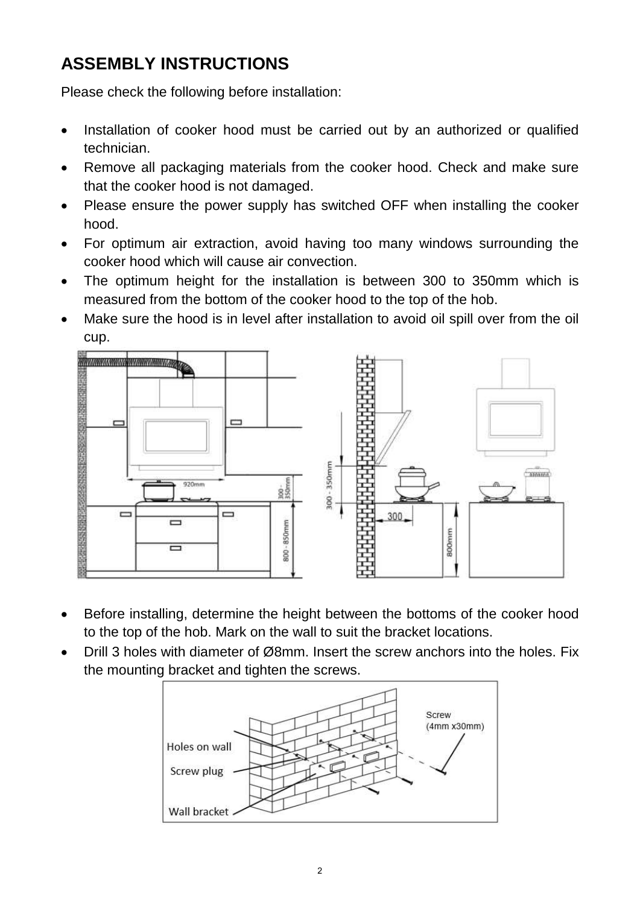## ASSEMBLY INSTRUCTIONS

Please check the following before installation:

- Installation of cooker hood must be carried out by an authorized or qualified technician.
- Remove all packaging materials from the cooker hood. Check and make sure that the cooker hood is not damaged.
- Please ensure the power supply has switched OFF when installing the cooker hood.
- For optimum air extraction, avoid having too many windows surrounding the cooker hood which will cause air convection.
- The optimum height for the installation is between 300 to 350mm which is measured from the bottom of the cooker hood to the top of the hob.
- Make sure the hood is in level after installation to avoid oil spill over from the oil cup.

- Before installing, determine the height between the bottoms of the cooker hood to the top of the hob. Mark on the wall to suit the bracket locations.
- Drill 3 holes with diameter of Ø8mm. Insert the screw anchors into the holes. Fix the mounting bracket and tighten the screws.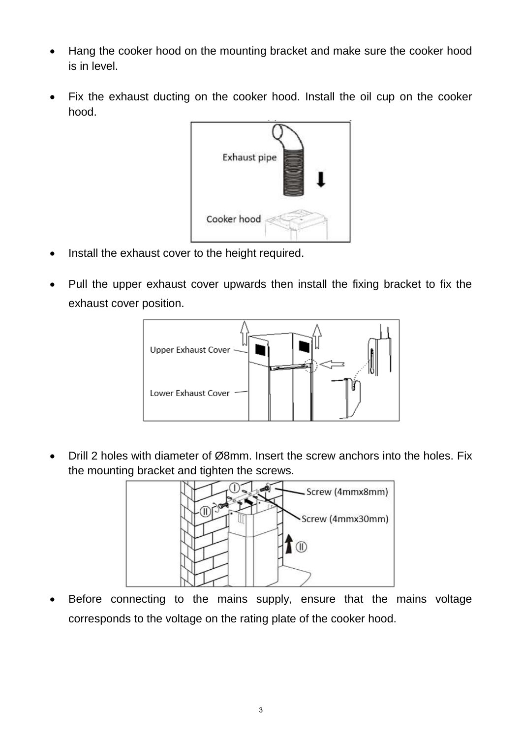- Hang the cooker hood on the mounting bracket and make sure the cooker hood is in level.
- Fix the exhaust ducting on the cooker hood. Install the oil cup on the cooker hood.
- Install the exhaust cover to the height required.
- Pull the upper exhaust cover upwards then install the fixing bracket to fix the exhaust cover position.
- Drill 2 holes with diameter of Ø8mm. Insert the screw anchors into the holes. Fix the mounting bracket and tighten the screws.
- Before connecting to the mains supply, ensure that the mains voltage corresponds to the voltage on the rating plate of the cooker hood.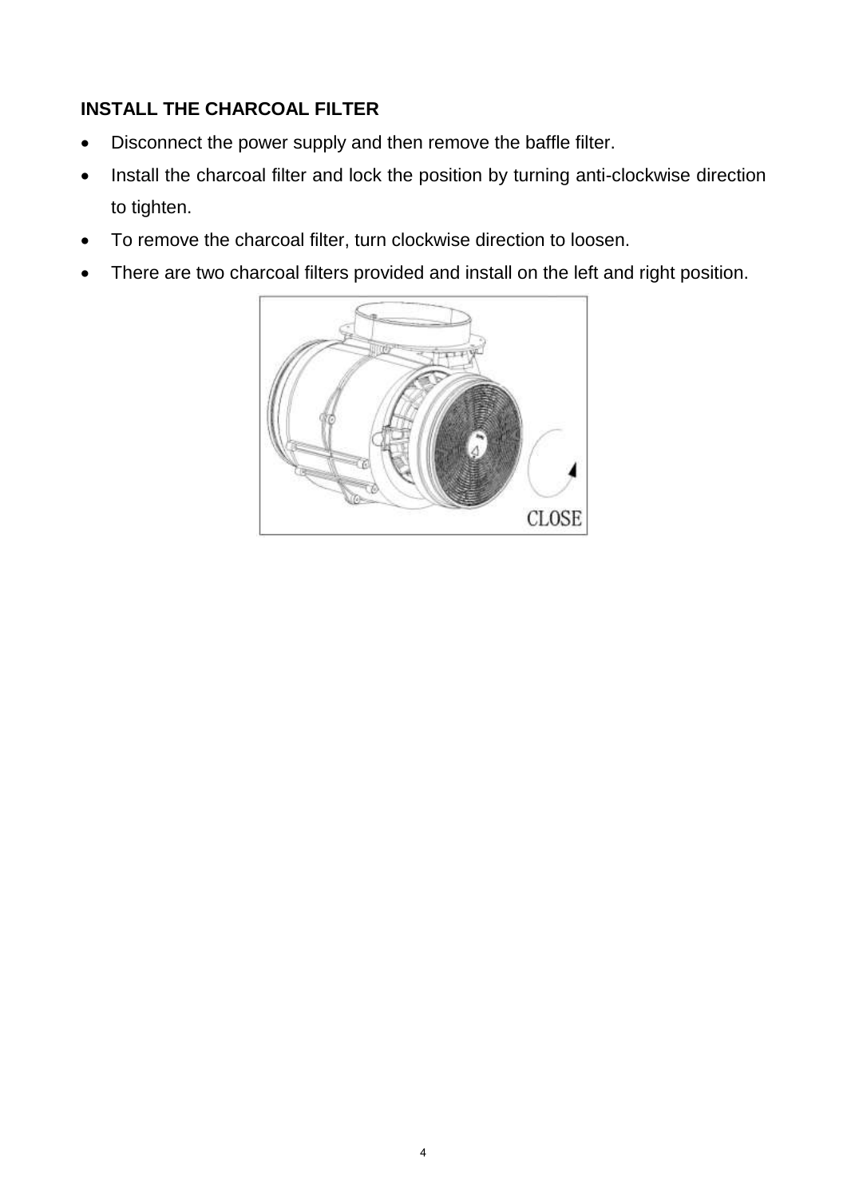## INSTALL THE CHARCOAL FILTER

- Disconnect the power supply and then remove the baffle filter.
- Install the charcoal filter and lock the position by turning anti-clockwise direction to tighten.
- To remove the charcoal filter, turn clockwise direction to loosen.
- There are two charcoal filters provided and install on the left and right position.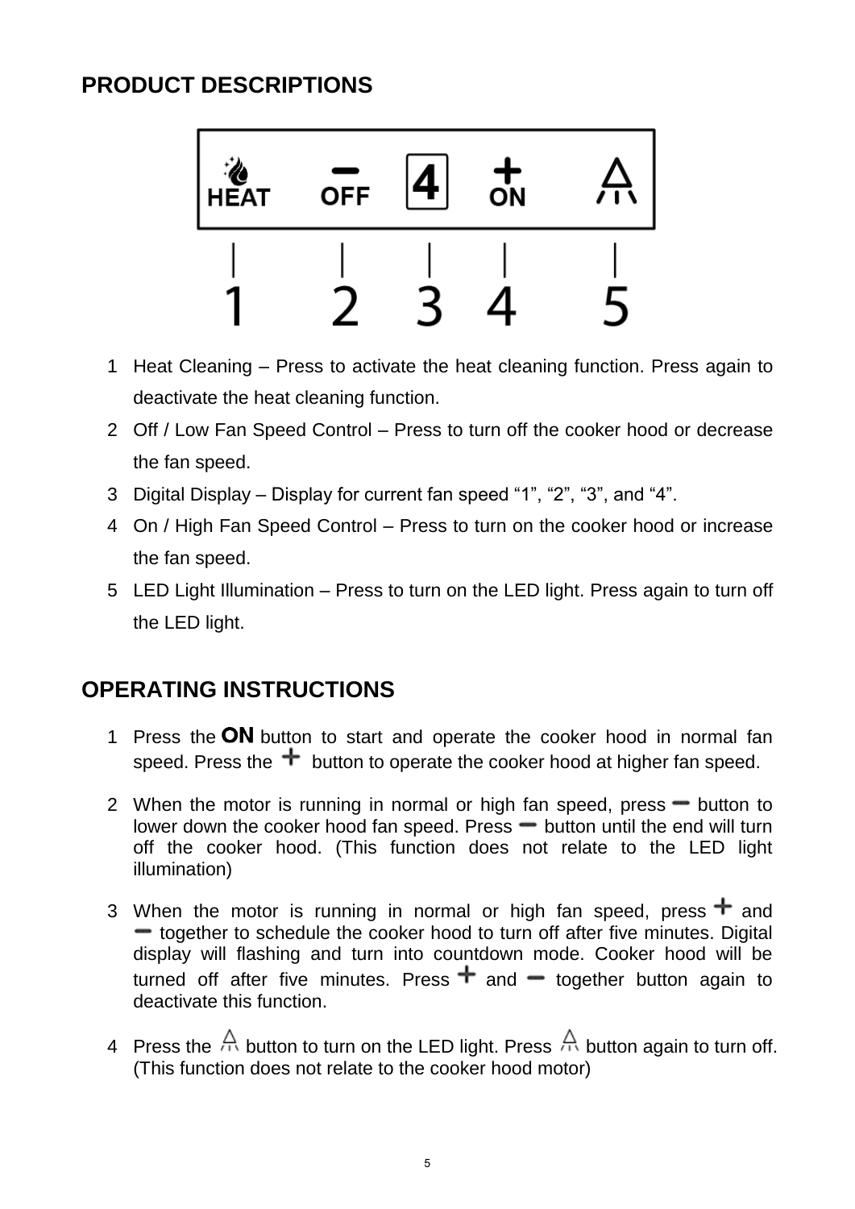## PRODUCT DESCRIPTIONS

HEAT OFF 4 ON

1 2 3 4 5

1. Heat Cleaning – Press to activate the heat cleaning function. Press again to deactivate the heat cleaning function.
2. Off / Low Fan Speed Control – Press to turn off the cooker hood or decrease the fan speed.
3. Digital Display – Display for current fan speed “1”, “2”, “3”, and “4”.
4. On / High Fan Speed Control – Press to turn on the cooker hood or increase the fan speed.
5. LED Light Illumination – Press to turn on the LED light. Press again to turn off the LED light.

## OPERATING INSTRUCTIONS

1. Press the **ON** button to start and operate the cooker hood in normal fan speed. Press the + button to operate the cooker hood at higher fan speed.
2. When the motor is running in normal or high fan speed, press − button to lower down the cooker hood fan speed. Press − button until the end will turn off the cooker hood. (This function does not relate to the LED light illumination)
3. When the motor is running in normal or high fan speed, press + and − together to schedule the cooker hood to turn off after five minutes. Digital display will flashing and turn into countdown mode. Cooker hood will be turned off after five minutes. Press + and − together button again to deactivate this function.
4. Press the light button to turn on the LED light. Press light button again to turn off. (This function does not relate to the cooker hood motor)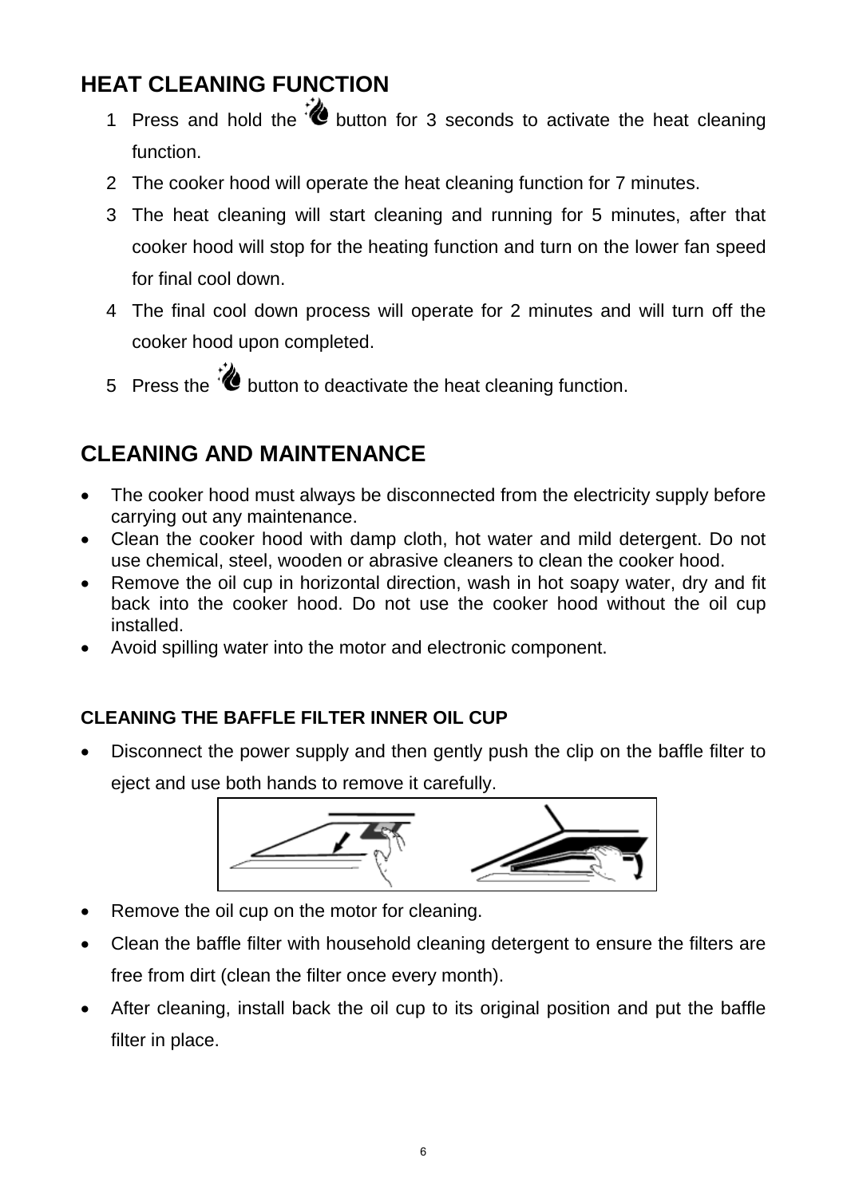## HEAT CLEANING FUNCTION

1. Press and hold the button for 3 seconds to activate the heat cleaning function.
2. The cooker hood will operate the heat cleaning function for 7 minutes.
3. The heat cleaning will start cleaning and running for 5 minutes, after that cooker hood will stop for the heating function and turn on the lower fan speed for final cool down.
4. The final cool down process will operate for 2 minutes and will turn off the cooker hood upon completed.
5. Press the button to deactivate the heat cleaning function.

## CLEANING AND MAINTENANCE

- The cooker hood must always be disconnected from the electricity supply before carrying out any maintenance.
- Clean the cooker hood with damp cloth, hot water and mild detergent. Do not use chemical, steel, wooden or abrasive cleaners to clean the cooker hood.
- Remove the oil cup in horizontal direction, wash in hot soapy water, dry and fit back into the cooker hood. Do not use the cooker hood without the oil cup installed.
- Avoid spilling water into the motor and electronic component.

### CLEANING THE BAFFLE FILTER INNER OIL CUP

- Disconnect the power supply and then gently push the clip on the baffle filter to eject and use both hands to remove it carefully.
- Remove the oil cup on the motor for cleaning.
- Clean the baffle filter with household cleaning detergent to ensure the filters are free from dirt (clean the filter once every month).
- After cleaning, install back the oil cup to its original position and put the baffle filter in place.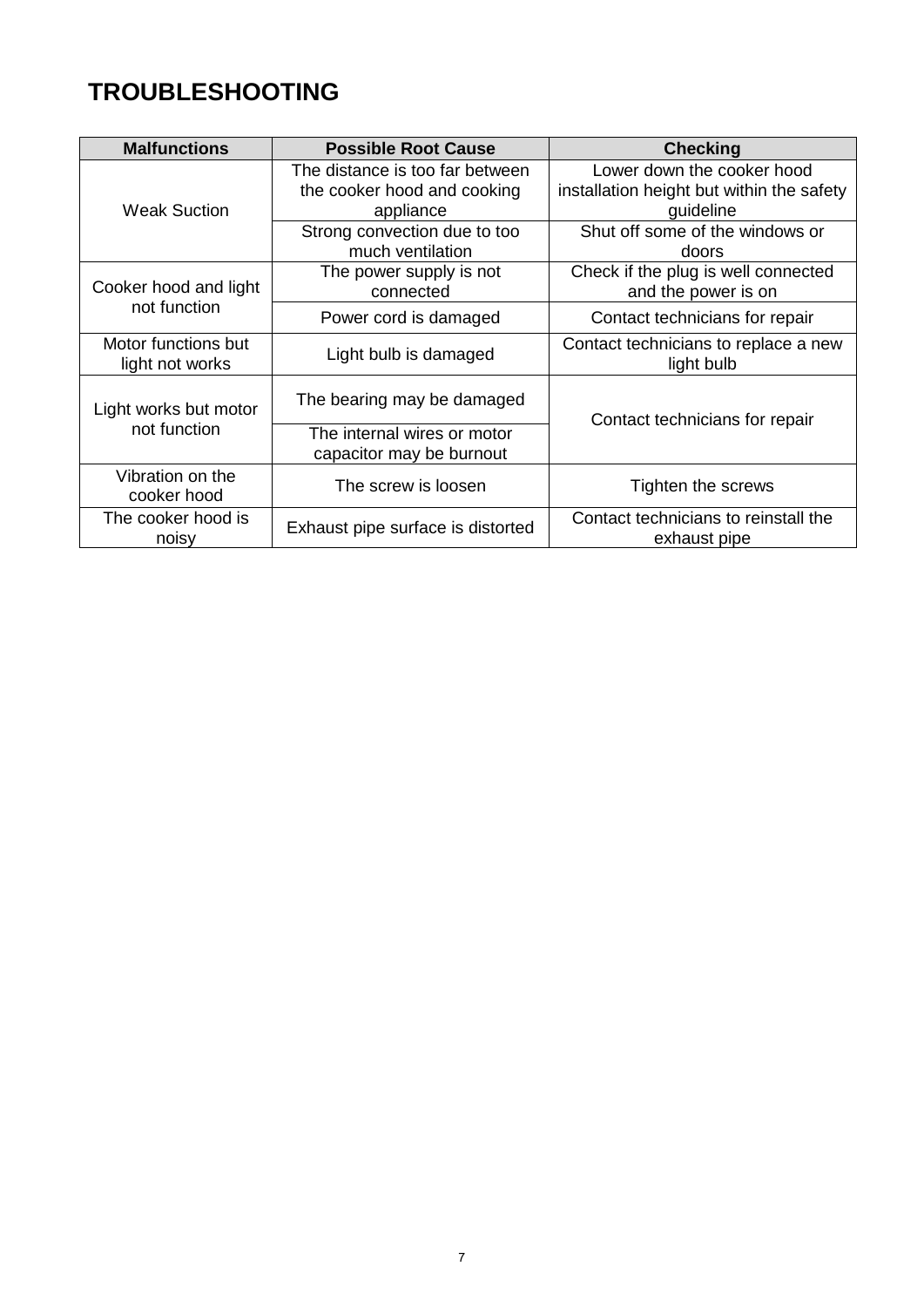# TROUBLESHOOTING

| Malfunctions | Possible Root Cause | Checking |
|---|---|---|
| Weak Suction | The distance is too far between the cooker hood and cooking appliance | Lower down the cooker hood installation height but within the safety guideline |
| | Strong convection due to too much ventilation | Shut off some of the windows or doors |
| Cooker hood and light not function | The power supply is not connected | Check if the plug is well connected and the power is on |
| | Power cord is damaged | Contact technicians for repair |
| Motor functions but light not works | Light bulb is damaged | Contact technicians to replace a new light bulb |
| Light works but motor not function | The bearing may be damaged | Contact technicians for repair |
| | The internal wires or motor capacitor may be burnout | |
| Vibration on the cooker hood | The screw is loosen | Tighten the screws |
| The cooker hood is noisy | Exhaust pipe surface is distorted | Contact technicians to reinstall the exhaust pipe |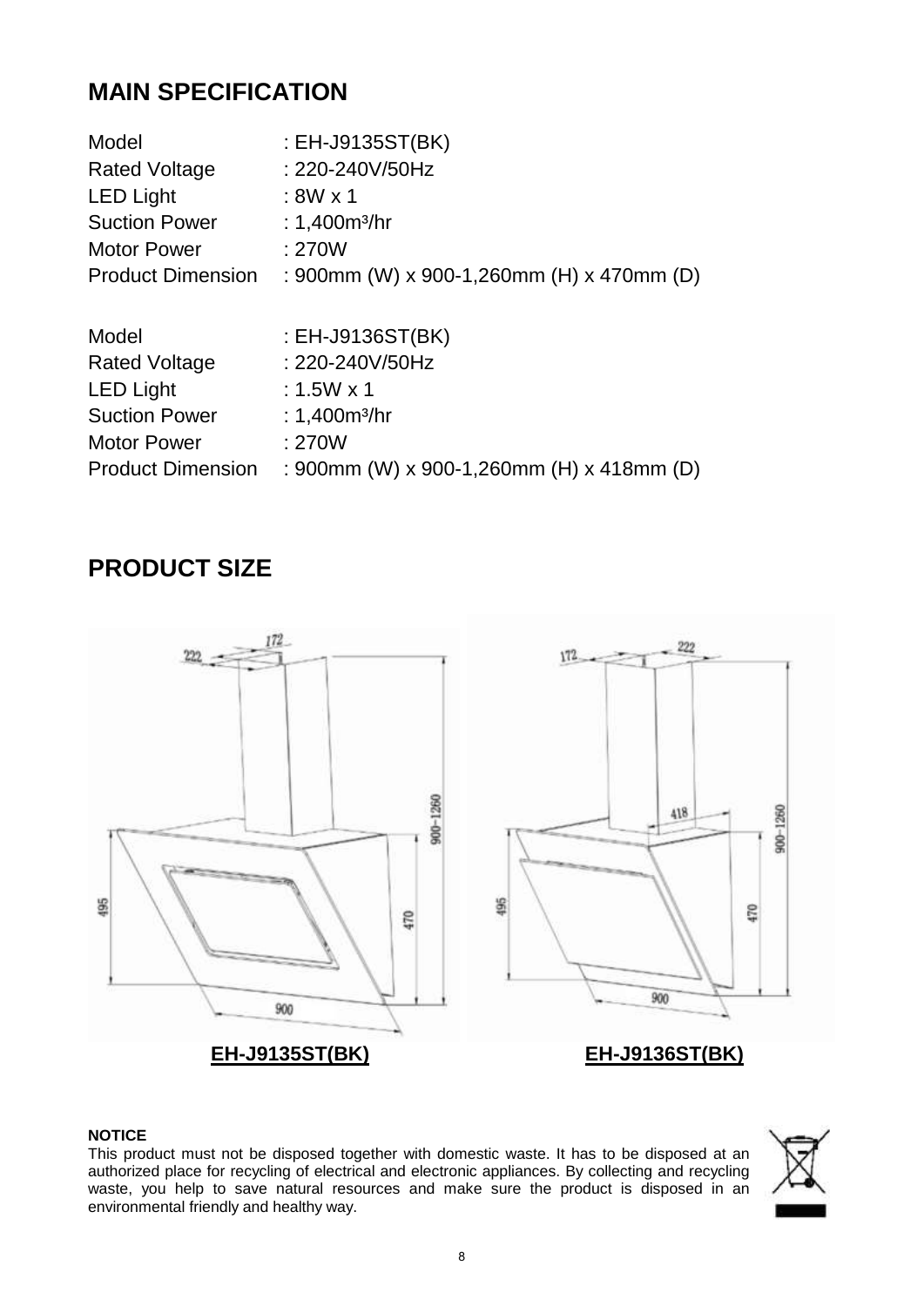## MAIN SPECIFICATION

| | |
|---|---|
| Model | : EH-J9135ST(BK) |
| Rated Voltage | : 220-240V/50Hz |
| LED Light | : 8W x 1 |
| Suction Power | : 1,400m³/hr |
| Motor Power | : 270W |
| Product Dimension | : 900mm (W) x 900-1,260mm (H) x 470mm (D) |

| | |
|---|---|
| Model | : EH-J9136ST(BK) |
| Rated Voltage | : 220-240V/50Hz |
| LED Light | : 1.5W x 1 |
| Suction Power | : 1,400m³/hr |
| Motor Power | : 270W |
| Product Dimension | : 900mm (W) x 900-1,260mm (H) x 418mm (D) |

## PRODUCT SIZE

**EH-J9135ST(BK)** **EH-J9136ST(BK)**

**NOTICE**

This product must not be disposed together with domestic waste. It has to be disposed at an authorized place for recycling of electrical and electronic appliances. By collecting and recycling waste, you help to save natural resources and make sure the product is disposed in an environmental friendly and healthy way.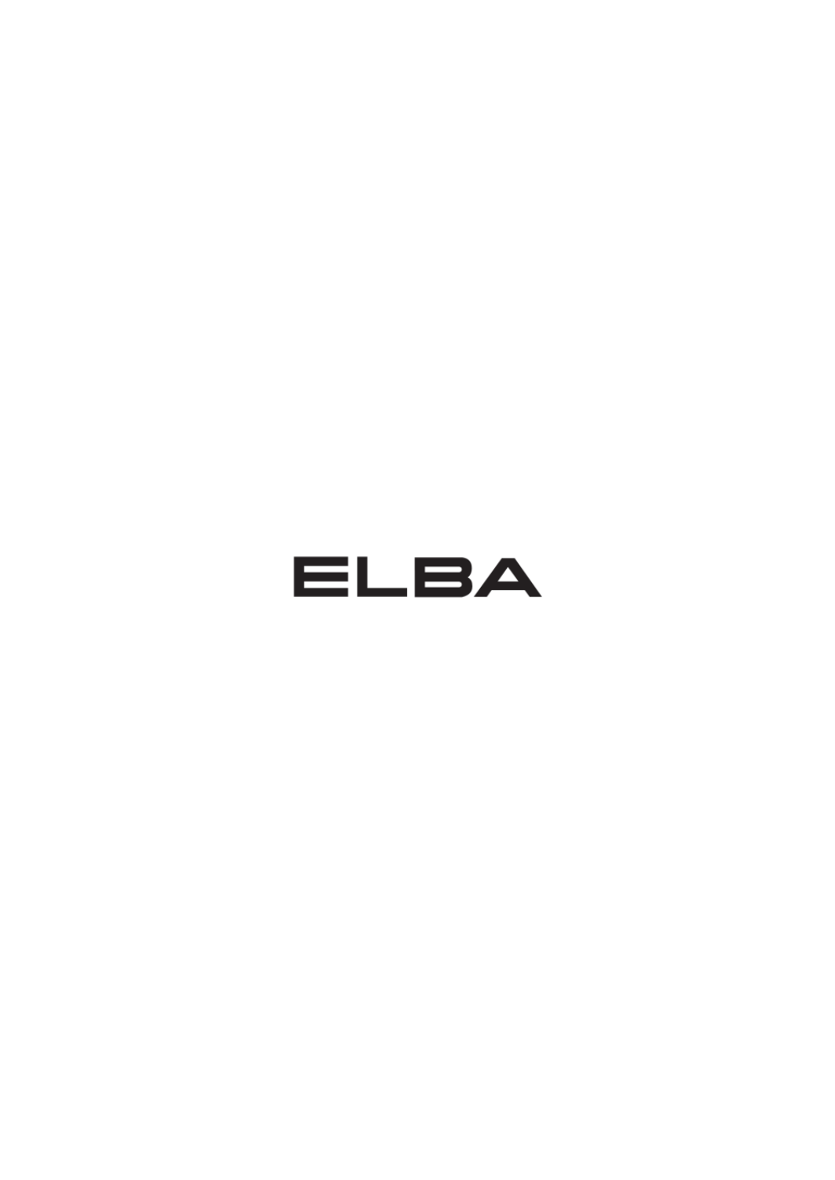ELBA